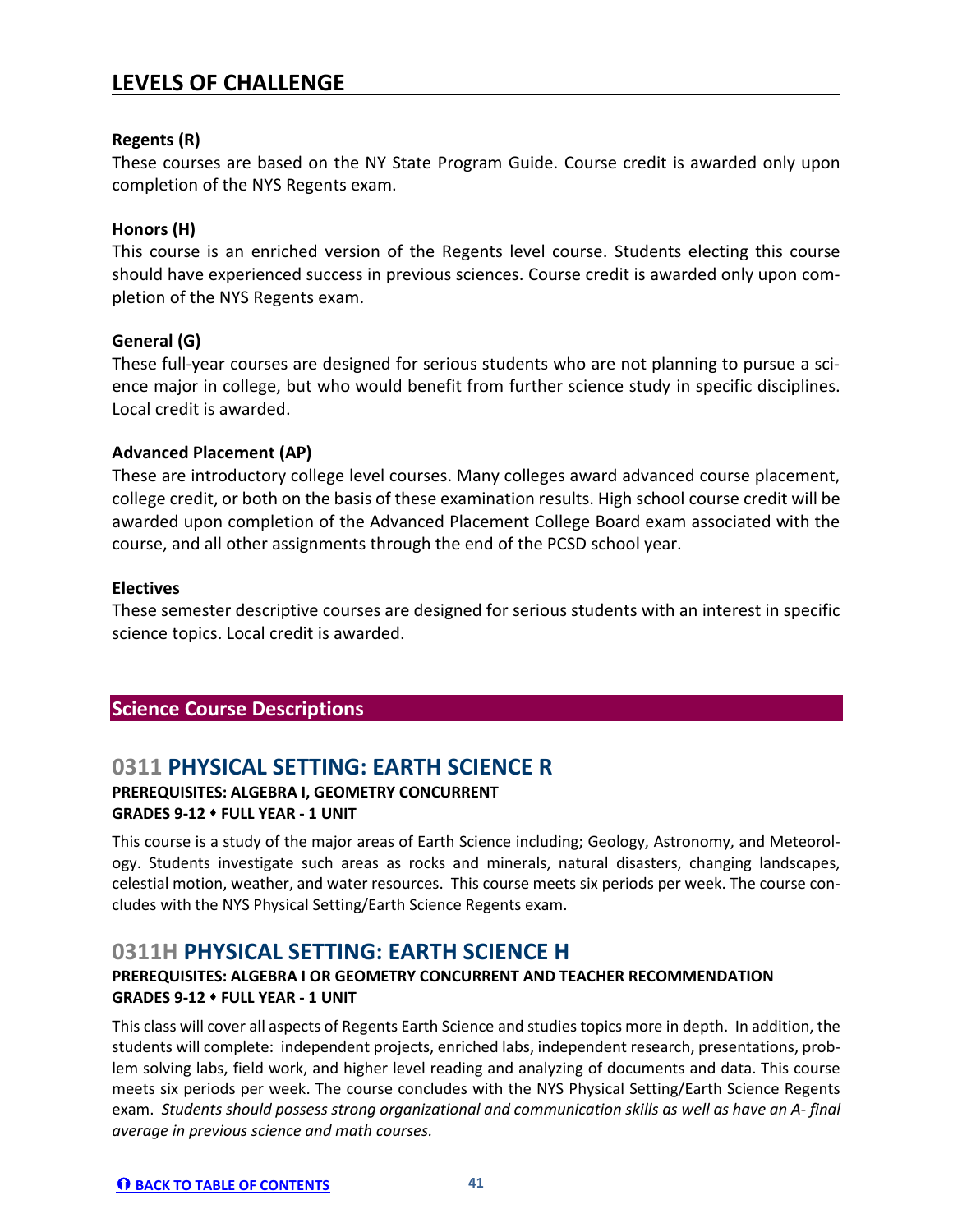## LEVELS OF CHALLENGE

**Regents (R)**
These courses are based on the NY State Program Guide. Course credit is awarded only upon completion of the NYS Regents exam.

**Honors (H)**
This course is an enriched version of the Regents level course. Students electing this course should have experienced success in previous sciences. Course credit is awarded only upon completion of the NYS Regents exam.

**General (G)**
These full-year courses are designed for serious students who are not planning to pursue a science major in college, but who would benefit from further science study in specific disciplines. Local credit is awarded.

**Advanced Placement (AP)**
These are introductory college level courses. Many colleges award advanced course placement, college credit, or both on the basis of these examination results. High school course credit will be awarded upon completion of the Advanced Placement College Board exam associated with the course, and all other assignments through the end of the PCSD school year.

**Electives**
These semester descriptive courses are designed for serious students with an interest in specific science topics. Local credit is awarded.

## Science Course Descriptions

### 0311 PHYSICAL SETTING: EARTH SCIENCE R

**PREREQUISITES: ALGEBRA I, GEOMETRY CONCURRENT**
**GRADES 9-12 ♦ FULL YEAR - 1 UNIT**

This course is a study of the major areas of Earth Science including; Geology, Astronomy, and Meteorology. Students investigate such areas as rocks and minerals, natural disasters, changing landscapes, celestial motion, weather, and water resources. This course meets six periods per week. The course concludes with the NYS Physical Setting/Earth Science Regents exam.

### 0311H PHYSICAL SETTING: EARTH SCIENCE H

**PREREQUISITES: ALGEBRA I OR GEOMETRY CONCURRENT AND TEACHER RECOMMENDATION**
**GRADES 9-12 ♦ FULL YEAR - 1 UNIT**

This class will cover all aspects of Regents Earth Science and studies topics more in depth. In addition, the students will complete: independent projects, enriched labs, independent research, presentations, problem solving labs, field work, and higher level reading and analyzing of documents and data. This course meets six periods per week. The course concludes with the NYS Physical Setting/Earth Science Regents exam. *Students should possess strong organizational and communication skills as well as have an A- final average in previous science and math courses.*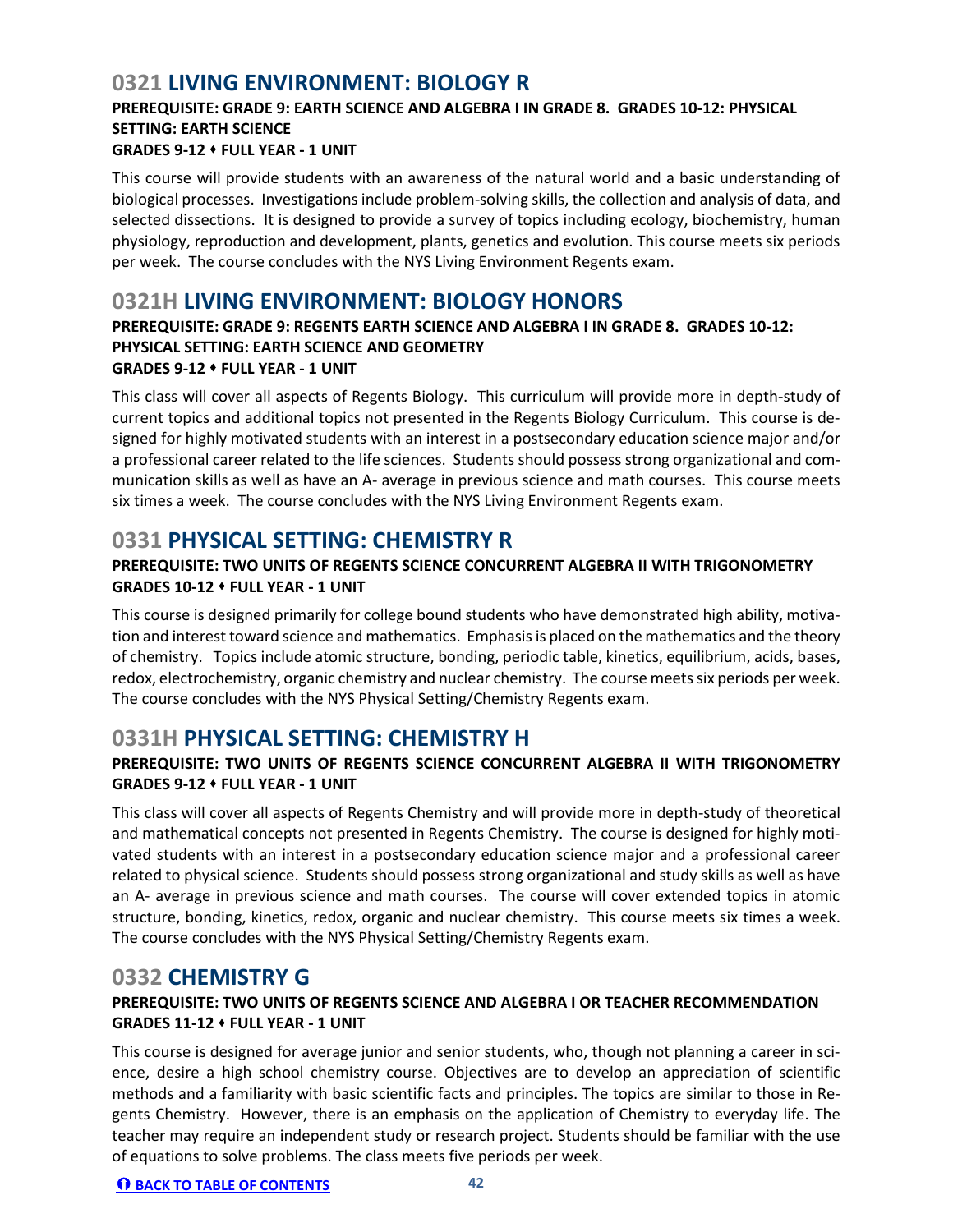## 0321 LIVING ENVIRONMENT: BIOLOGY R

**PREREQUISITE: GRADE 9: EARTH SCIENCE AND ALGEBRA I IN GRADE 8. GRADES 10-12: PHYSICAL SETTING: EARTH SCIENCE**

**GRADES 9-12 ♦ FULL YEAR - 1 UNIT**

This course will provide students with an awareness of the natural world and a basic understanding of biological processes. Investigations include problem-solving skills, the collection and analysis of data, and selected dissections. It is designed to provide a survey of topics including ecology, biochemistry, human physiology, reproduction and development, plants, genetics and evolution. This course meets six periods per week. The course concludes with the NYS Living Environment Regents exam.

## 0321H LIVING ENVIRONMENT: BIOLOGY HONORS

**PREREQUISITE: GRADE 9: REGENTS EARTH SCIENCE AND ALGEBRA I IN GRADE 8. GRADES 10-12: PHYSICAL SETTING: EARTH SCIENCE AND GEOMETRY**

**GRADES 9-12 ♦ FULL YEAR - 1 UNIT**

This class will cover all aspects of Regents Biology. This curriculum will provide more in depth-study of current topics and additional topics not presented in the Regents Biology Curriculum. This course is designed for highly motivated students with an interest in a postsecondary education science major and/or a professional career related to the life sciences. Students should possess strong organizational and communication skills as well as have an A- average in previous science and math courses. This course meets six times a week. The course concludes with the NYS Living Environment Regents exam.

## 0331 PHYSICAL SETTING: CHEMISTRY R

**PREREQUISITE: TWO UNITS OF REGENTS SCIENCE CONCURRENT ALGEBRA II WITH TRIGONOMETRY**

**GRADES 10-12 ♦ FULL YEAR - 1 UNIT**

This course is designed primarily for college bound students who have demonstrated high ability, motivation and interest toward science and mathematics. Emphasis is placed on the mathematics and the theory of chemistry. Topics include atomic structure, bonding, periodic table, kinetics, equilibrium, acids, bases, redox, electrochemistry, organic chemistry and nuclear chemistry. The course meets six periods per week. The course concludes with the NYS Physical Setting/Chemistry Regents exam.

## 0331H PHYSICAL SETTING: CHEMISTRY H

**PREREQUISITE: TWO UNITS OF REGENTS SCIENCE CONCURRENT ALGEBRA II WITH TRIGONOMETRY**

**GRADES 9-12 ♦ FULL YEAR - 1 UNIT**

This class will cover all aspects of Regents Chemistry and will provide more in depth-study of theoretical and mathematical concepts not presented in Regents Chemistry. The course is designed for highly motivated students with an interest in a postsecondary education science major and a professional career related to physical science. Students should possess strong organizational and study skills as well as have an A- average in previous science and math courses. The course will cover extended topics in atomic structure, bonding, kinetics, redox, organic and nuclear chemistry. This course meets six times a week. The course concludes with the NYS Physical Setting/Chemistry Regents exam.

## 0332 CHEMISTRY G

**PREREQUISITE: TWO UNITS OF REGENTS SCIENCE AND ALGEBRA I OR TEACHER RECOMMENDATION**

**GRADES 11-12 ♦ FULL YEAR - 1 UNIT**

This course is designed for average junior and senior students, who, though not planning a career in science, desire a high school chemistry course. Objectives are to develop an appreciation of scientific methods and a familiarity with basic scientific facts and principles. The topics are similar to those in Regents Chemistry. However, there is an emphasis on the application of Chemistry to everyday life. The teacher may require an independent study or research project. Students should be familiar with the use of equations to solve problems. The class meets five periods per week.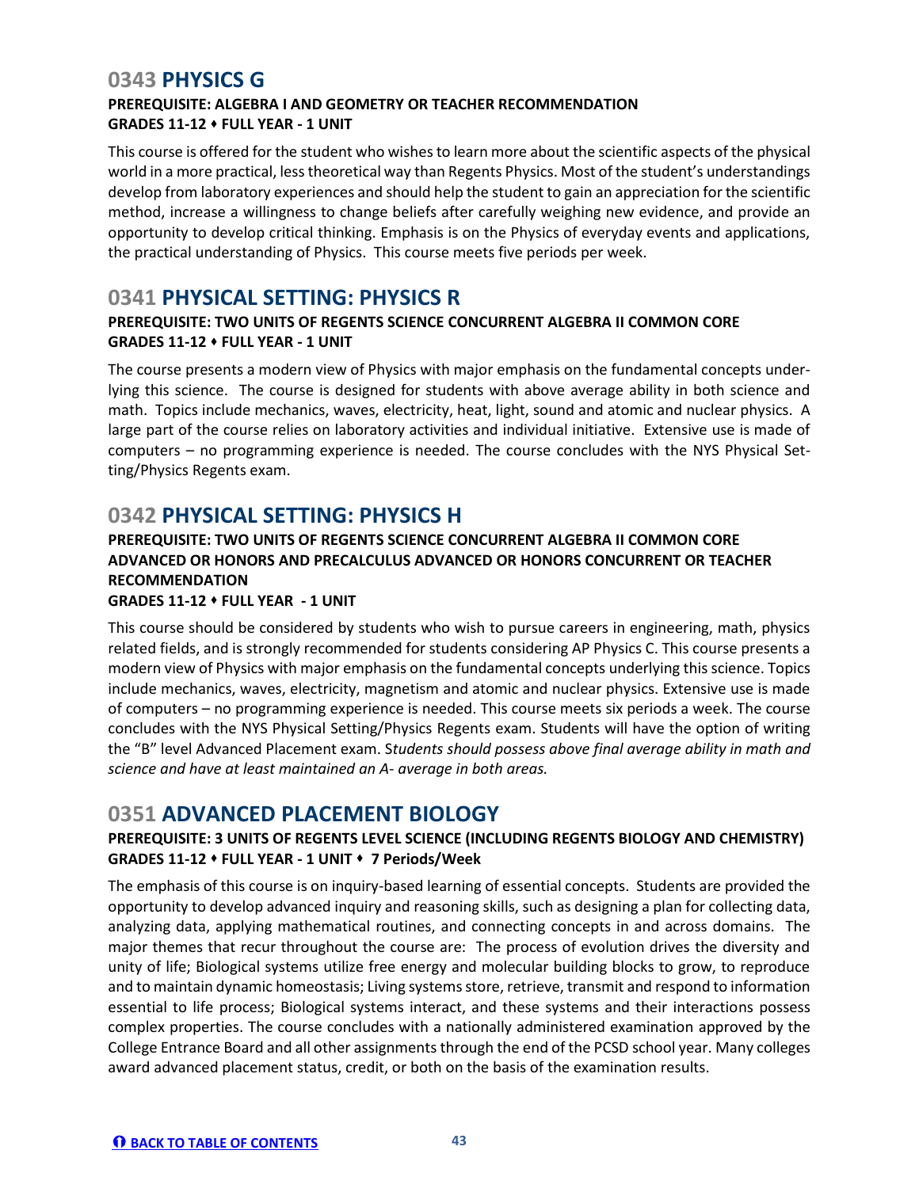## 0343 PHYSICS G

**PREREQUISITE: ALGEBRA I AND GEOMETRY OR TEACHER RECOMMENDATION**
**GRADES 11-12 ♦ FULL YEAR - 1 UNIT**

This course is offered for the student who wishes to learn more about the scientific aspects of the physical world in a more practical, less theoretical way than Regents Physics. Most of the student's understandings develop from laboratory experiences and should help the student to gain an appreciation for the scientific method, increase a willingness to change beliefs after carefully weighing new evidence, and provide an opportunity to develop critical thinking. Emphasis is on the Physics of everyday events and applications, the practical understanding of Physics. This course meets five periods per week.

## 0341 PHYSICAL SETTING: PHYSICS R

**PREREQUISITE: TWO UNITS OF REGENTS SCIENCE CONCURRENT ALGEBRA II COMMON CORE**
**GRADES 11-12 ♦ FULL YEAR - 1 UNIT**

The course presents a modern view of Physics with major emphasis on the fundamental concepts underlying this science. The course is designed for students with above average ability in both science and math. Topics include mechanics, waves, electricity, heat, light, sound and atomic and nuclear physics. A large part of the course relies on laboratory activities and individual initiative. Extensive use is made of computers – no programming experience is needed. The course concludes with the NYS Physical Setting/Physics Regents exam.

## 0342 PHYSICAL SETTING: PHYSICS H

**PREREQUISITE: TWO UNITS OF REGENTS SCIENCE CONCURRENT ALGEBRA II COMMON CORE ADVANCED OR HONORS AND PRECALCULUS ADVANCED OR HONORS CONCURRENT OR TEACHER RECOMMENDATION**
**GRADES 11-12 ♦ FULL YEAR - 1 UNIT**

This course should be considered by students who wish to pursue careers in engineering, math, physics related fields, and is strongly recommended for students considering AP Physics C. This course presents a modern view of Physics with major emphasis on the fundamental concepts underlying this science. Topics include mechanics, waves, electricity, magnetism and atomic and nuclear physics. Extensive use is made of computers – no programming experience is needed. This course meets six periods a week. The course concludes with the NYS Physical Setting/Physics Regents exam. Students will have the option of writing the "B" level Advanced Placement exam. S*tudents should possess above final average ability in math and science and have at least maintained an A- average in both areas.*

## 0351 ADVANCED PLACEMENT BIOLOGY

**PREREQUISITE: 3 UNITS OF REGENTS LEVEL SCIENCE (INCLUDING REGENTS BIOLOGY AND CHEMISTRY)**
**GRADES 11-12 ♦ FULL YEAR - 1 UNIT ♦ 7 Periods/Week**

The emphasis of this course is on inquiry-based learning of essential concepts. Students are provided the opportunity to develop advanced inquiry and reasoning skills, such as designing a plan for collecting data, analyzing data, applying mathematical routines, and connecting concepts in and across domains. The major themes that recur throughout the course are: The process of evolution drives the diversity and unity of life; Biological systems utilize free energy and molecular building blocks to grow, to reproduce and to maintain dynamic homeostasis; Living systems store, retrieve, transmit and respond to information essential to life process; Biological systems interact, and these systems and their interactions possess complex properties. The course concludes with a nationally administered examination approved by the College Entrance Board and all other assignments through the end of the PCSD school year. Many colleges award advanced placement status, credit, or both on the basis of the examination results.

[BACK TO TABLE OF CONTENTS]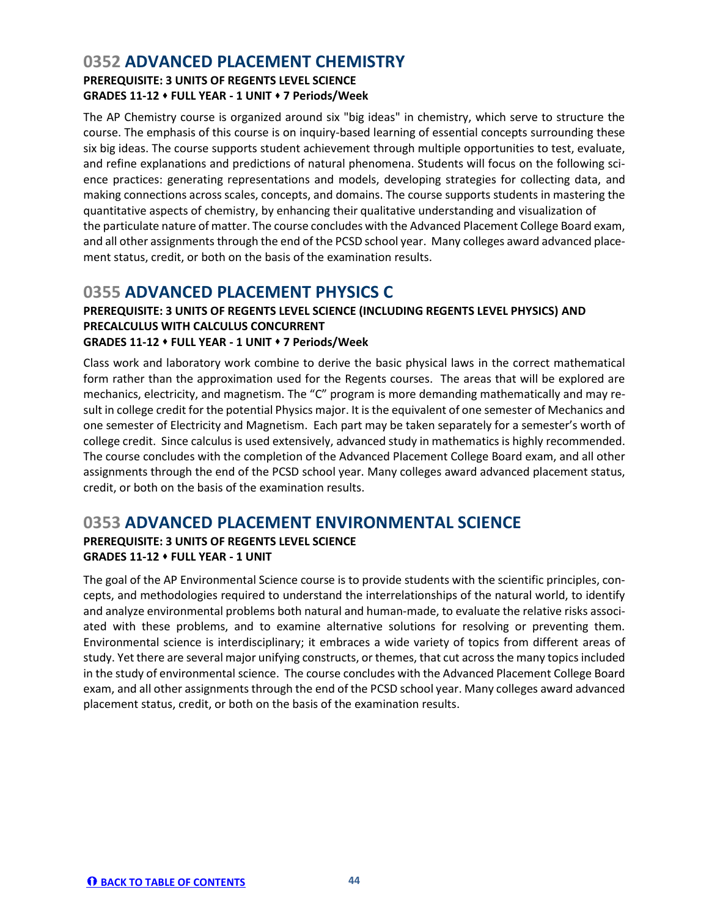## 0352 ADVANCED PLACEMENT CHEMISTRY

**PREREQUISITE: 3 UNITS OF REGENTS LEVEL SCIENCE**
**GRADES 11-12 ♦ FULL YEAR - 1 UNIT ♦ 7 Periods/Week**

The AP Chemistry course is organized around six "big ideas" in chemistry, which serve to structure the course. The emphasis of this course is on inquiry-based learning of essential concepts surrounding these six big ideas. The course supports student achievement through multiple opportunities to test, evaluate, and refine explanations and predictions of natural phenomena. Students will focus on the following science practices: generating representations and models, developing strategies for collecting data, and making connections across scales, concepts, and domains. The course supports students in mastering the quantitative aspects of chemistry, by enhancing their qualitative understanding and visualization of the particulate nature of matter. The course concludes with the Advanced Placement College Board exam, and all other assignments through the end of the PCSD school year. Many colleges award advanced placement status, credit, or both on the basis of the examination results.

## 0355 ADVANCED PLACEMENT PHYSICS C

**PREREQUISITE: 3 UNITS OF REGENTS LEVEL SCIENCE (INCLUDING REGENTS LEVEL PHYSICS) AND PRECALCULUS WITH CALCULUS CONCURRENT**
**GRADES 11-12 ♦ FULL YEAR - 1 UNIT ♦ 7 Periods/Week**

Class work and laboratory work combine to derive the basic physical laws in the correct mathematical form rather than the approximation used for the Regents courses. The areas that will be explored are mechanics, electricity, and magnetism. The "C" program is more demanding mathematically and may result in college credit for the potential Physics major. It is the equivalent of one semester of Mechanics and one semester of Electricity and Magnetism. Each part may be taken separately for a semester's worth of college credit. Since calculus is used extensively, advanced study in mathematics is highly recommended. The course concludes with the completion of the Advanced Placement College Board exam, and all other assignments through the end of the PCSD school year. Many colleges award advanced placement status, credit, or both on the basis of the examination results.

## 0353 ADVANCED PLACEMENT ENVIRONMENTAL SCIENCE

**PREREQUISITE: 3 UNITS OF REGENTS LEVEL SCIENCE**
**GRADES 11-12 ♦ FULL YEAR - 1 UNIT**

The goal of the AP Environmental Science course is to provide students with the scientific principles, concepts, and methodologies required to understand the interrelationships of the natural world, to identify and analyze environmental problems both natural and human-made, to evaluate the relative risks associated with these problems, and to examine alternative solutions for resolving or preventing them. Environmental science is interdisciplinary; it embraces a wide variety of topics from different areas of study. Yet there are several major unifying constructs, or themes, that cut across the many topics included in the study of environmental science. The course concludes with the Advanced Placement College Board exam, and all other assignments through the end of the PCSD school year. Many colleges award advanced placement status, credit, or both on the basis of the examination results.